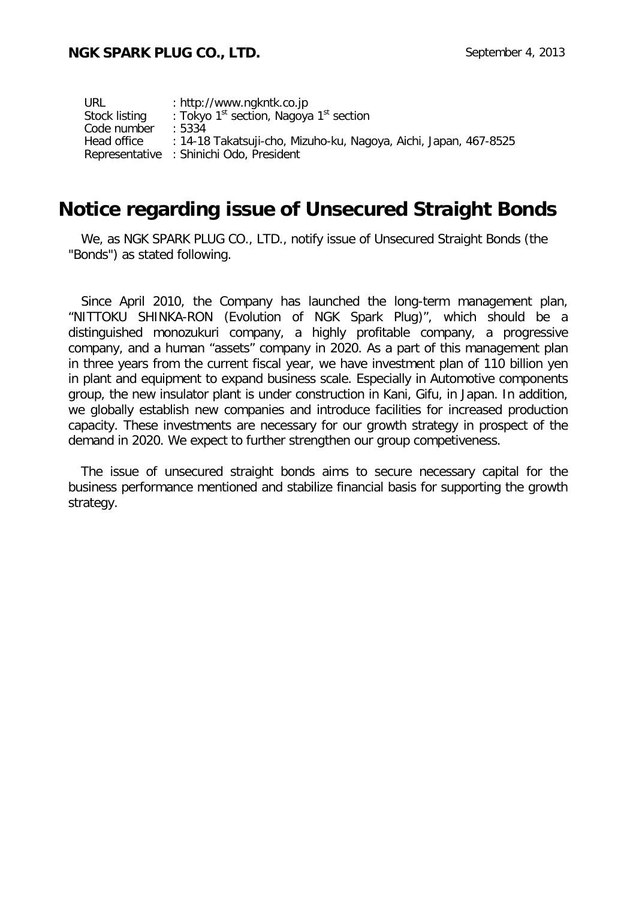**NGK SPARK PLUG CO., LTD.**

September 4, 2013

URL : http://www.ngkntk.co.jp
Stock listing : Tokyo 1st section, Nagoya 1st section
Code number : 5334
Head office : 14-18 Takatsuji-cho, Mizuho-ku, Nagoya, Aichi, Japan, 467-8525
Representative : Shinichi Odo, President

# Notice regarding issue of Unsecured Straight Bonds

We, as NGK SPARK PLUG CO., LTD., notify issue of Unsecured Straight Bonds (the "Bonds") as stated following.

Since April 2010, the Company has launched the long-term management plan, "NITTOKU SHINKA-RON (Evolution of NGK Spark Plug)", which should be a distinguished monozukuri company, a highly profitable company, a progressive company, and a human "assets" company in 2020. As a part of this management plan in three years from the current fiscal year, we have investment plan of 110 billion yen in plant and equipment to expand business scale. Especially in Automotive components group, the new insulator plant is under construction in Kani, Gifu, in Japan. In addition, we globally establish new companies and introduce facilities for increased production capacity. These investments are necessary for our growth strategy in prospect of the demand in 2020. We expect to further strengthen our group competiveness.

The issue of unsecured straight bonds aims to secure necessary capital for the business performance mentioned and stabilize financial basis for supporting the growth strategy.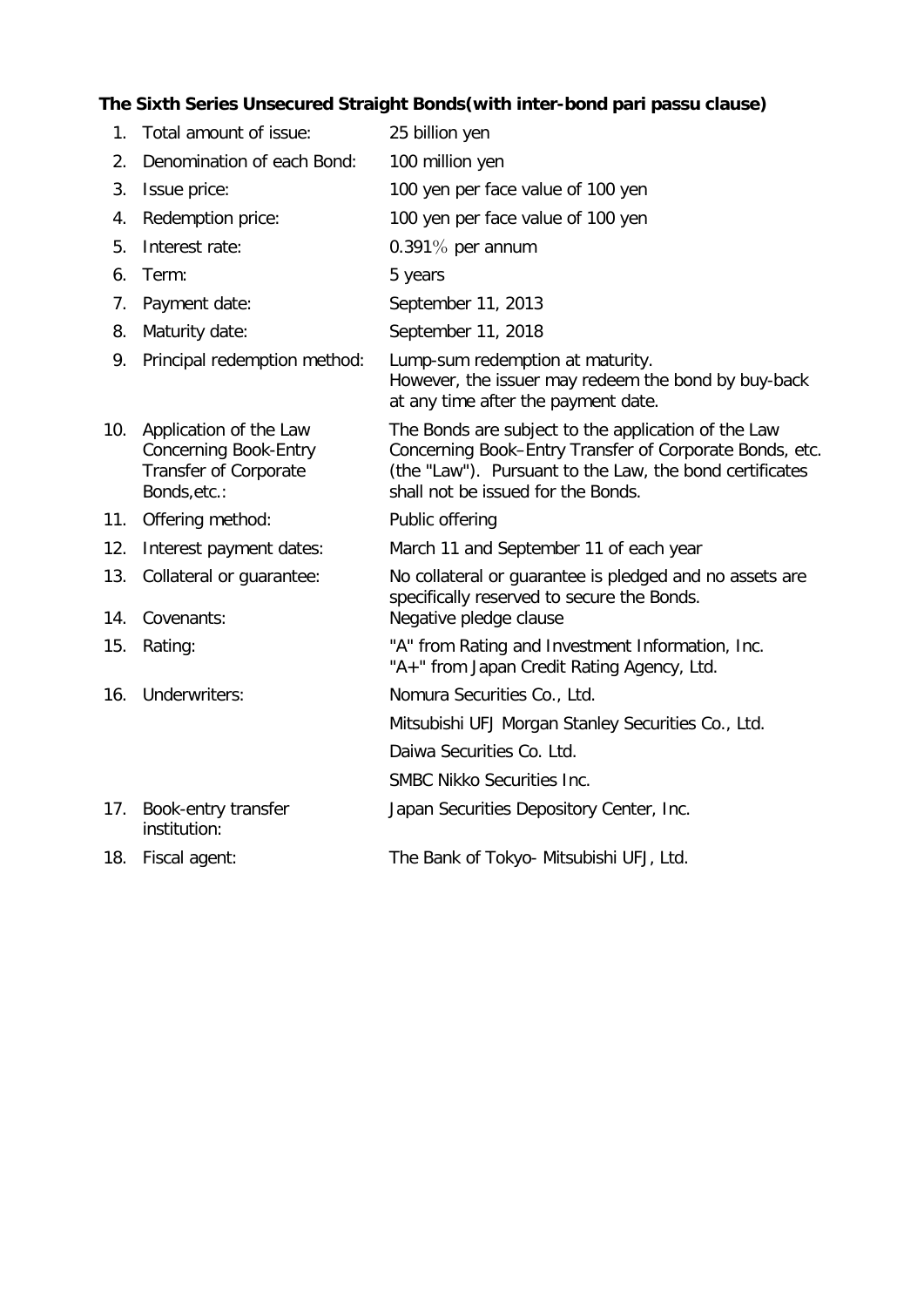**The Sixth Series Unsecured Straight Bonds(with inter-bond pari passu clause)**

| | | |
|---|---|---|
| 1. | Total amount of issue: | 25 billion yen |
| 2. | Denomination of each Bond: | 100 million yen |
| 3. | Issue price: | 100 yen per face value of 100 yen |
| 4. | Redemption price: | 100 yen per face value of 100 yen |
| 5. | Interest rate: | 0.391% per annum |
| 6. | Term: | 5 years |
| 7. | Payment date: | September 11, 2013 |
| 8. | Maturity date: | September 11, 2018 |
| 9. | Principal redemption method: | Lump-sum redemption at maturity. However, the issuer may redeem the bond by buy-back at any time after the payment date. |
| 10. | Application of the Law Concerning Book-Entry Transfer of Corporate Bonds,etc.: | The Bonds are subject to the application of the Law Concerning Book–Entry Transfer of Corporate Bonds, etc. (the "Law"). Pursuant to the Law, the bond certificates shall not be issued for the Bonds. |
| 11. | Offering method: | Public offering |
| 12. | Interest payment dates: | March 11 and September 11 of each year |
| 13. | Collateral or guarantee: | No collateral or guarantee is pledged and no assets are specifically reserved to secure the Bonds. |
| 14. | Covenants: | Negative pledge clause |
| 15. | Rating: | "A" from Rating and Investment Information, Inc.<br>"A+" from Japan Credit Rating Agency, Ltd. |
| 16. | Underwriters: | Nomura Securities Co., Ltd.<br>Mitsubishi UFJ Morgan Stanley Securities Co., Ltd.<br>Daiwa Securities Co. Ltd.<br>SMBC Nikko Securities Inc. |
| 17. | Book-entry transfer institution: | Japan Securities Depository Center, Inc. |
| 18. | Fiscal agent: | The Bank of Tokyo- Mitsubishi UFJ, Ltd. |